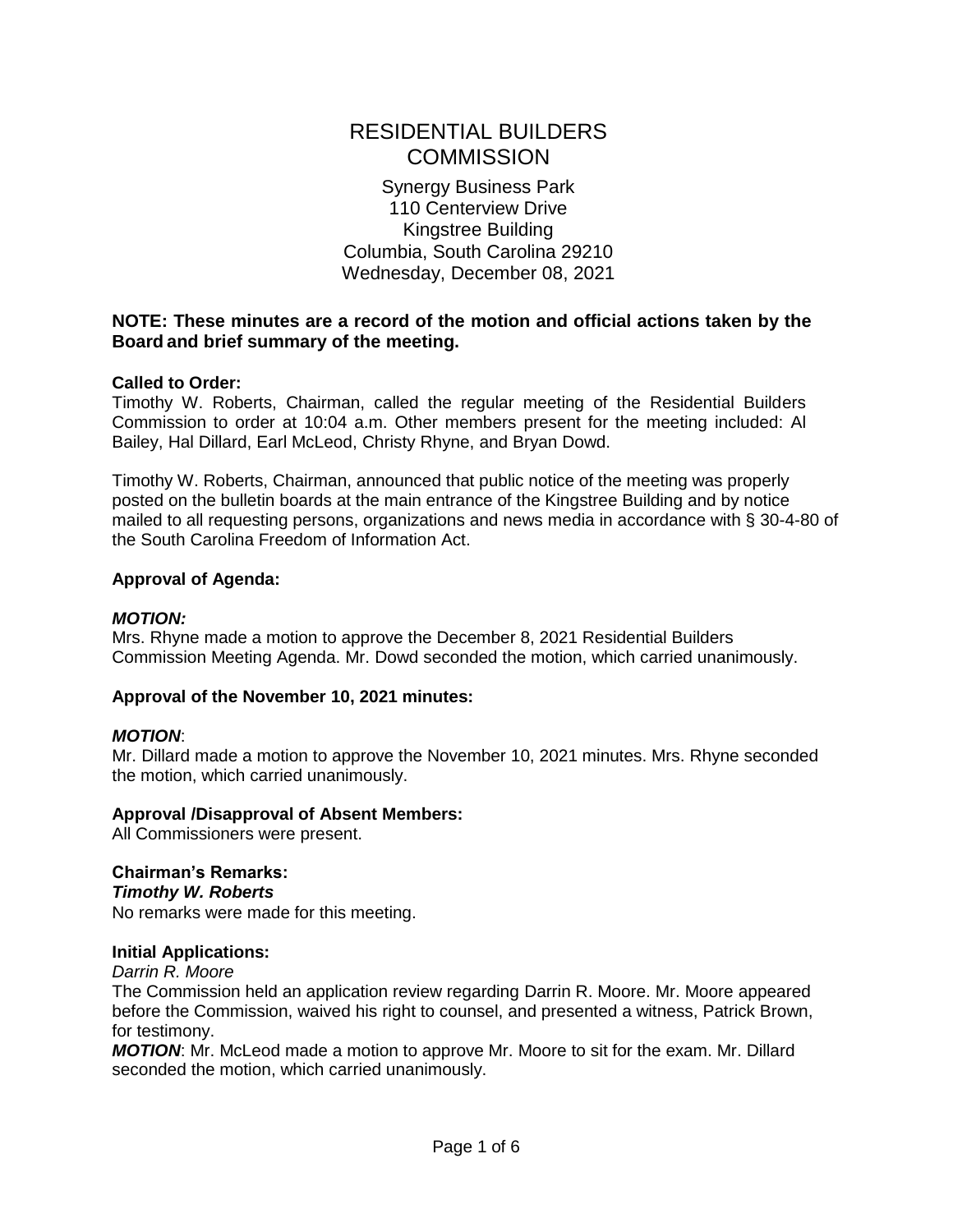# RESIDENTIAL BUILDERS COMMISSION

Synergy Business Park
110 Centerview Drive
Kingstree Building
Columbia, South Carolina 29210
Wednesday, December 08, 2021

**NOTE: These minutes are a record of the motion and official actions taken by the Board and brief summary of the meeting.**

**Called to Order:**
Timothy W. Roberts, Chairman, called the regular meeting of the Residential Builders Commission to order at 10:04 a.m. Other members present for the meeting included: Al Bailey, Hal Dillard, Earl McLeod, Christy Rhyne, and Bryan Dowd.

Timothy W. Roberts, Chairman, announced that public notice of the meeting was properly posted on the bulletin boards at the main entrance of the Kingstree Building and by notice mailed to all requesting persons, organizations and news media in accordance with § 30-4-80 of the South Carolina Freedom of Information Act.

**Approval of Agenda:**

***MOTION:***
Mrs. Rhyne made a motion to approve the December 8, 2021 Residential Builders Commission Meeting Agenda. Mr. Dowd seconded the motion, which carried unanimously.

**Approval of the November 10, 2021 minutes:**

***MOTION***:
Mr. Dillard made a motion to approve the November 10, 2021 minutes. Mrs. Rhyne seconded the motion, which carried unanimously.

**Approval /Disapproval of Absent Members:**
All Commissioners were present.

**Chairman's Remarks:**
***Timothy W. Roberts***
No remarks were made for this meeting.

**Initial Applications:**
*Darrin R. Moore*
The Commission held an application review regarding Darrin R. Moore. Mr. Moore appeared before the Commission, waived his right to counsel, and presented a witness, Patrick Brown, for testimony.
***MOTION***: Mr. McLeod made a motion to approve Mr. Moore to sit for the exam. Mr. Dillard seconded the motion, which carried unanimously.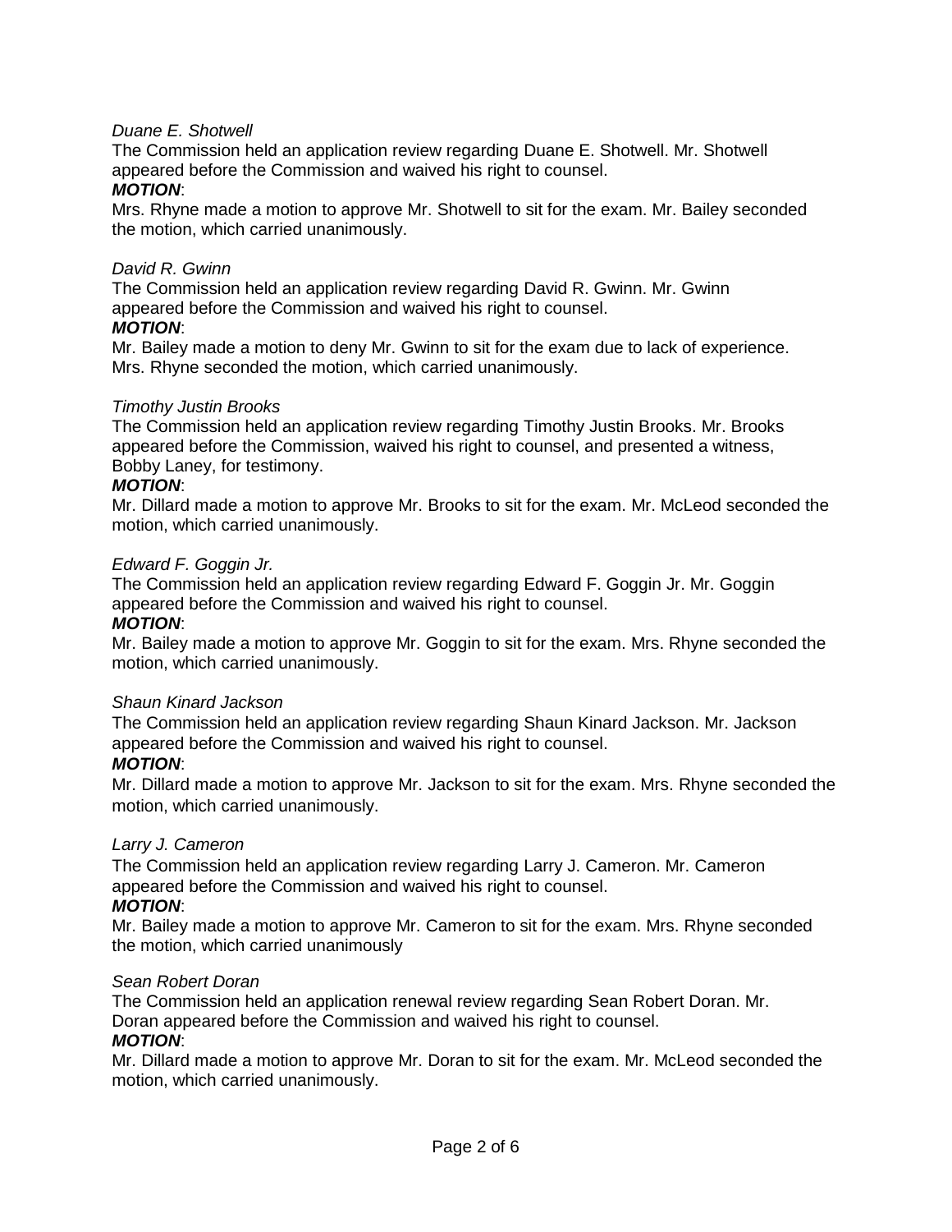*Duane E. Shotwell*

The Commission held an application review regarding Duane E. Shotwell. Mr. Shotwell appeared before the Commission and waived his right to counsel.

***MOTION***:

Mrs. Rhyne made a motion to approve Mr. Shotwell to sit for the exam. Mr. Bailey seconded the motion, which carried unanimously.

*David R. Gwinn*

The Commission held an application review regarding David R. Gwinn. Mr. Gwinn appeared before the Commission and waived his right to counsel.

***MOTION***:

Mr. Bailey made a motion to deny Mr. Gwinn to sit for the exam due to lack of experience. Mrs. Rhyne seconded the motion, which carried unanimously.

*Timothy Justin Brooks*

The Commission held an application review regarding Timothy Justin Brooks. Mr. Brooks appeared before the Commission, waived his right to counsel, and presented a witness, Bobby Laney, for testimony.

***MOTION***:

Mr. Dillard made a motion to approve Mr. Brooks to sit for the exam. Mr. McLeod seconded the motion, which carried unanimously.

*Edward F. Goggin Jr.*

The Commission held an application review regarding Edward F. Goggin Jr. Mr. Goggin appeared before the Commission and waived his right to counsel.

***MOTION***:

Mr. Bailey made a motion to approve Mr. Goggin to sit for the exam. Mrs. Rhyne seconded the motion, which carried unanimously.

*Shaun Kinard Jackson*

The Commission held an application review regarding Shaun Kinard Jackson. Mr. Jackson appeared before the Commission and waived his right to counsel.

***MOTION***:

Mr. Dillard made a motion to approve Mr. Jackson to sit for the exam. Mrs. Rhyne seconded the motion, which carried unanimously.

*Larry J. Cameron*

The Commission held an application review regarding Larry J. Cameron. Mr. Cameron appeared before the Commission and waived his right to counsel.

***MOTION***:

Mr. Bailey made a motion to approve Mr. Cameron to sit for the exam. Mrs. Rhyne seconded the motion, which carried unanimously

*Sean Robert Doran*

The Commission held an application renewal review regarding Sean Robert Doran. Mr. Doran appeared before the Commission and waived his right to counsel.

***MOTION***:

Mr. Dillard made a motion to approve Mr. Doran to sit for the exam. Mr. McLeod seconded the motion, which carried unanimously.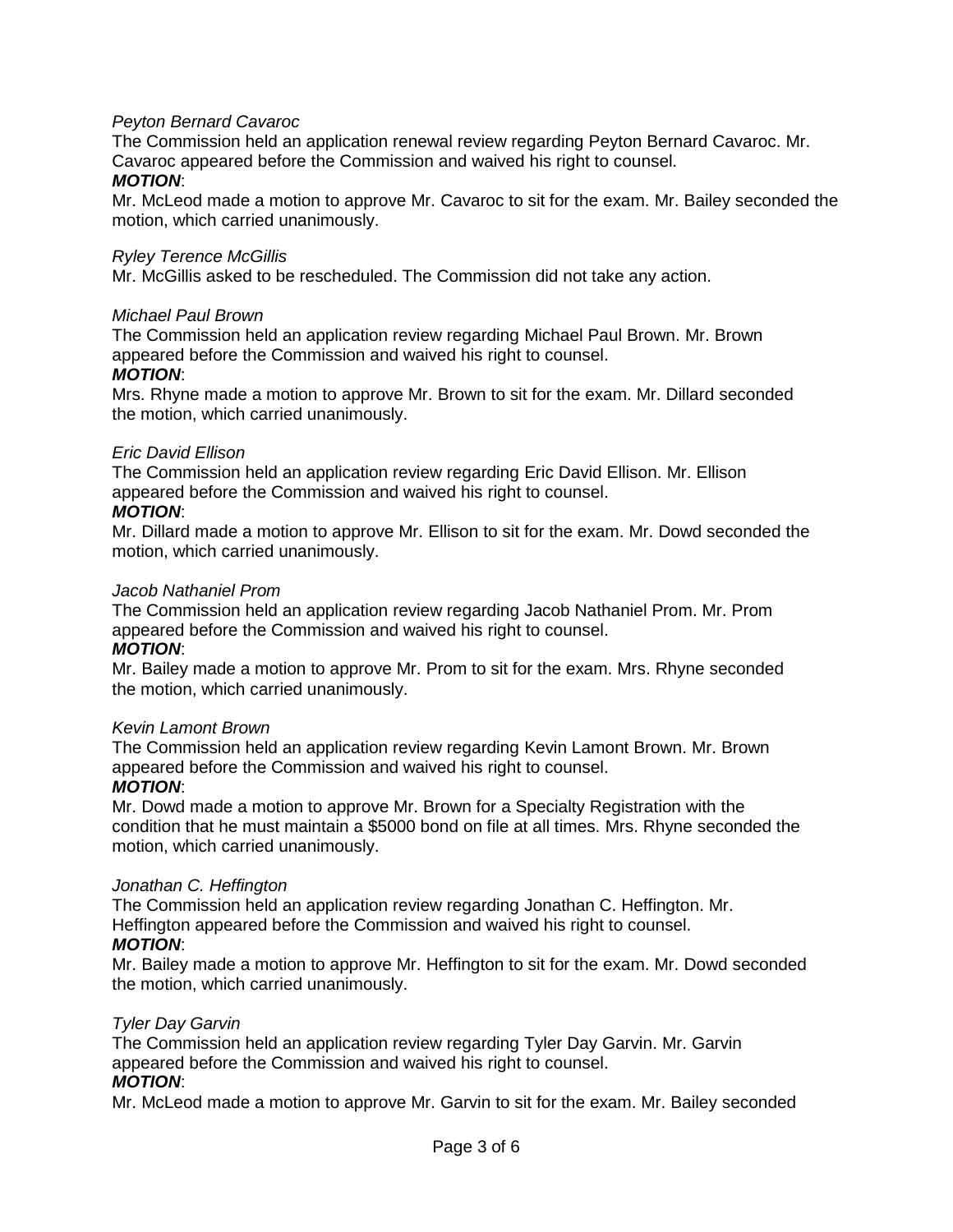*Peyton Bernard Cavaroc*

The Commission held an application renewal review regarding Peyton Bernard Cavaroc. Mr. Cavaroc appeared before the Commission and waived his right to counsel.

***MOTION***:

Mr. McLeod made a motion to approve Mr. Cavaroc to sit for the exam. Mr. Bailey seconded the motion, which carried unanimously.

*Ryley Terence McGillis*

Mr. McGillis asked to be rescheduled. The Commission did not take any action.

*Michael Paul Brown*

The Commission held an application review regarding Michael Paul Brown. Mr. Brown appeared before the Commission and waived his right to counsel.

***MOTION***:

Mrs. Rhyne made a motion to approve Mr. Brown to sit for the exam. Mr. Dillard seconded the motion, which carried unanimously.

*Eric David Ellison*

The Commission held an application review regarding Eric David Ellison. Mr. Ellison appeared before the Commission and waived his right to counsel.

***MOTION***:

Mr. Dillard made a motion to approve Mr. Ellison to sit for the exam. Mr. Dowd seconded the motion, which carried unanimously.

*Jacob Nathaniel Prom*

The Commission held an application review regarding Jacob Nathaniel Prom. Mr. Prom appeared before the Commission and waived his right to counsel.

***MOTION***:

Mr. Bailey made a motion to approve Mr. Prom to sit for the exam. Mrs. Rhyne seconded the motion, which carried unanimously.

*Kevin Lamont Brown*

The Commission held an application review regarding Kevin Lamont Brown. Mr. Brown appeared before the Commission and waived his right to counsel.

***MOTION***:

Mr. Dowd made a motion to approve Mr. Brown for a Specialty Registration with the condition that he must maintain a $5000 bond on file at all times. Mrs. Rhyne seconded the motion, which carried unanimously.

*Jonathan C. Heffington*

The Commission held an application review regarding Jonathan C. Heffington. Mr. Heffington appeared before the Commission and waived his right to counsel.

***MOTION***:

Mr. Bailey made a motion to approve Mr. Heffington to sit for the exam. Mr. Dowd seconded the motion, which carried unanimously.

*Tyler Day Garvin*

The Commission held an application review regarding Tyler Day Garvin. Mr. Garvin appeared before the Commission and waived his right to counsel.

***MOTION***:

Mr. McLeod made a motion to approve Mr. Garvin to sit for the exam. Mr. Bailey seconded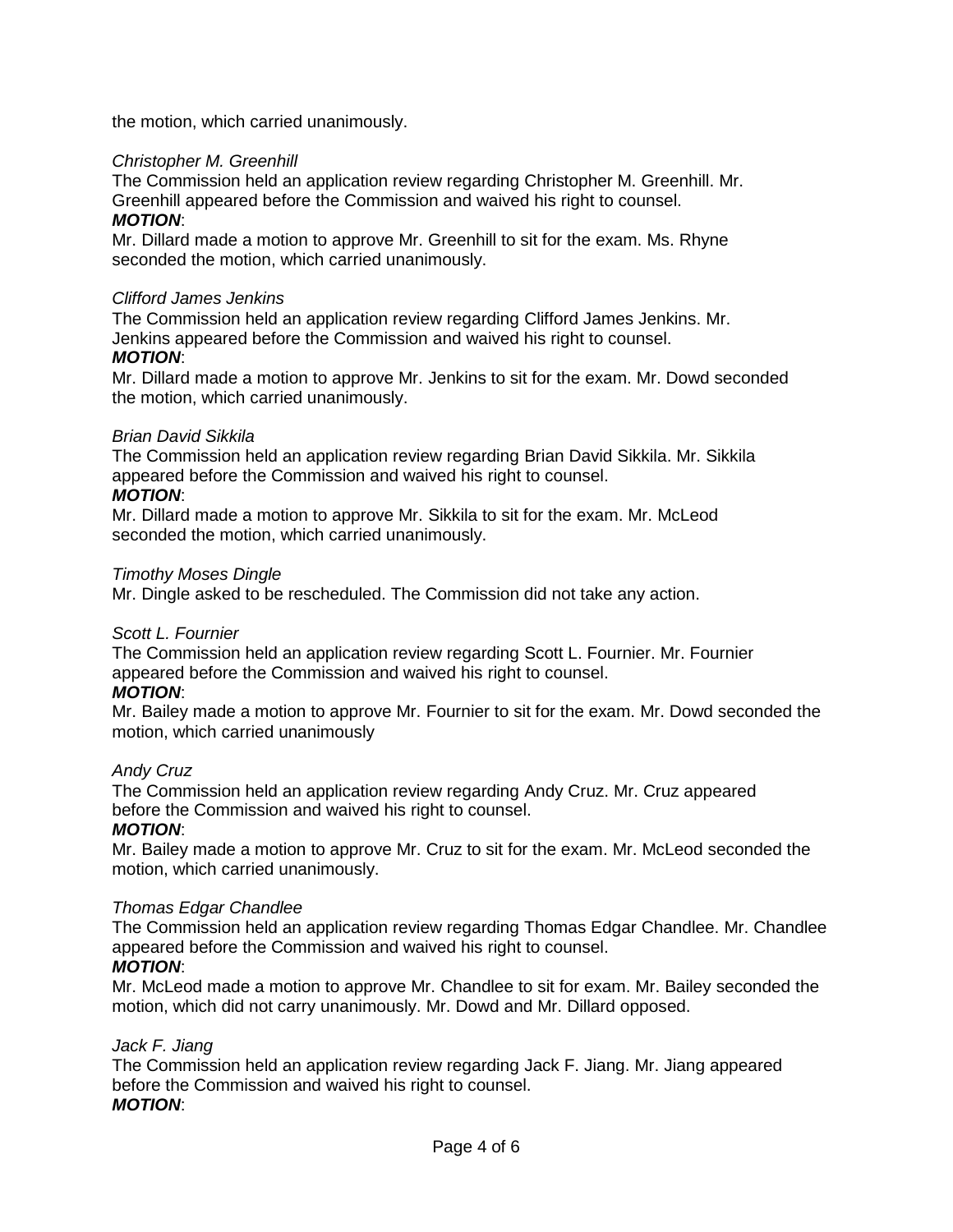the motion, which carried unanimously.

*Christopher M. Greenhill*
The Commission held an application review regarding Christopher M. Greenhill. Mr. Greenhill appeared before the Commission and waived his right to counsel.
***MOTION***:
Mr. Dillard made a motion to approve Mr. Greenhill to sit for the exam. Ms. Rhyne seconded the motion, which carried unanimously.

*Clifford James Jenkins*
The Commission held an application review regarding Clifford James Jenkins. Mr. Jenkins appeared before the Commission and waived his right to counsel.
***MOTION***:
Mr. Dillard made a motion to approve Mr. Jenkins to sit for the exam. Mr. Dowd seconded the motion, which carried unanimously.

*Brian David Sikkila*
The Commission held an application review regarding Brian David Sikkila. Mr. Sikkila appeared before the Commission and waived his right to counsel.
***MOTION***:
Mr. Dillard made a motion to approve Mr. Sikkila to sit for the exam. Mr. McLeod seconded the motion, which carried unanimously.

*Timothy Moses Dingle*
Mr. Dingle asked to be rescheduled. The Commission did not take any action.

*Scott L. Fournier*
The Commission held an application review regarding Scott L. Fournier. Mr. Fournier appeared before the Commission and waived his right to counsel.
***MOTION***:
Mr. Bailey made a motion to approve Mr. Fournier to sit for the exam. Mr. Dowd seconded the motion, which carried unanimously

*Andy Cruz*
The Commission held an application review regarding Andy Cruz. Mr. Cruz appeared before the Commission and waived his right to counsel.
***MOTION***:
Mr. Bailey made a motion to approve Mr. Cruz to sit for the exam. Mr. McLeod seconded the motion, which carried unanimously.

*Thomas Edgar Chandlee*
The Commission held an application review regarding Thomas Edgar Chandlee. Mr. Chandlee appeared before the Commission and waived his right to counsel.
***MOTION***:
Mr. McLeod made a motion to approve Mr. Chandlee to sit for exam. Mr. Bailey seconded the motion, which did not carry unanimously. Mr. Dowd and Mr. Dillard opposed.

*Jack F. Jiang*
The Commission held an application review regarding Jack F. Jiang. Mr. Jiang appeared before the Commission and waived his right to counsel.
***MOTION***: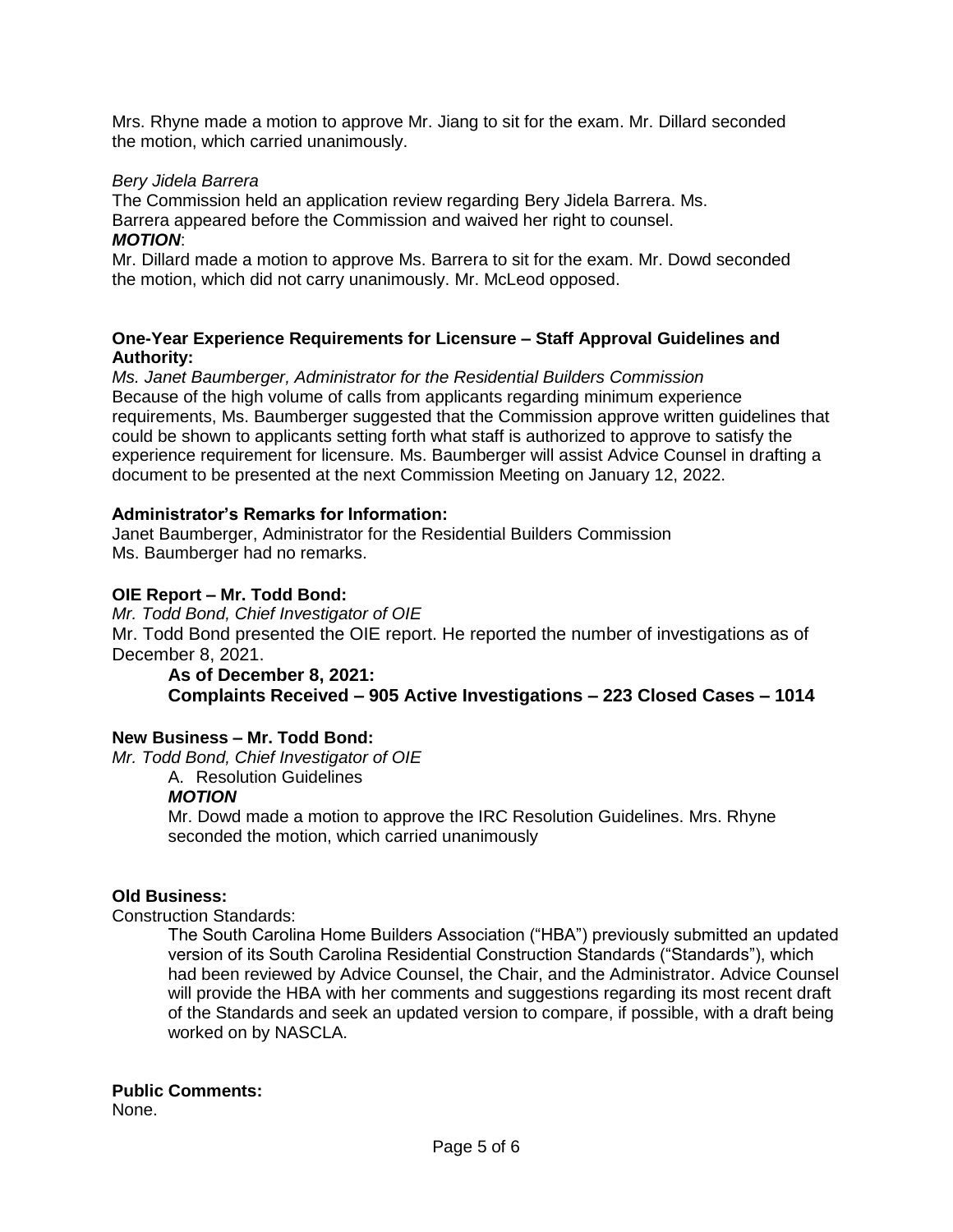Mrs. Rhyne made a motion to approve Mr. Jiang to sit for the exam. Mr. Dillard seconded the motion, which carried unanimously.

*Bery Jidela Barrera*

The Commission held an application review regarding Bery Jidela Barrera. Ms. Barrera appeared before the Commission and waived her right to counsel.

***MOTION***:

Mr. Dillard made a motion to approve Ms. Barrera to sit for the exam. Mr. Dowd seconded the motion, which did not carry unanimously. Mr. McLeod opposed.

**One-Year Experience Requirements for Licensure – Staff Approval Guidelines and Authority:**

*Ms. Janet Baumberger, Administrator for the Residential Builders Commission*

Because of the high volume of calls from applicants regarding minimum experience requirements, Ms. Baumberger suggested that the Commission approve written guidelines that could be shown to applicants setting forth what staff is authorized to approve to satisfy the experience requirement for licensure. Ms. Baumberger will assist Advice Counsel in drafting a document to be presented at the next Commission Meeting on January 12, 2022.

**Administrator's Remarks for Information:**

Janet Baumberger, Administrator for the Residential Builders Commission

Ms. Baumberger had no remarks.

**OIE Report – Mr. Todd Bond:**

*Mr. Todd Bond, Chief Investigator of OIE*

Mr. Todd Bond presented the OIE report. He reported the number of investigations as of December 8, 2021.

**As of December 8, 2021:**

**Complaints Received – 905 Active Investigations – 223 Closed Cases – 1014**

**New Business – Mr. Todd Bond:**

*Mr. Todd Bond, Chief Investigator of OIE*

A. Resolution Guidelines

***MOTION***

Mr. Dowd made a motion to approve the IRC Resolution Guidelines. Mrs. Rhyne seconded the motion, which carried unanimously

**Old Business:**

Construction Standards:

The South Carolina Home Builders Association ("HBA") previously submitted an updated version of its South Carolina Residential Construction Standards ("Standards"), which had been reviewed by Advice Counsel, the Chair, and the Administrator. Advice Counsel will provide the HBA with her comments and suggestions regarding its most recent draft of the Standards and seek an updated version to compare, if possible, with a draft being worked on by NASCLA.

**Public Comments:**

None.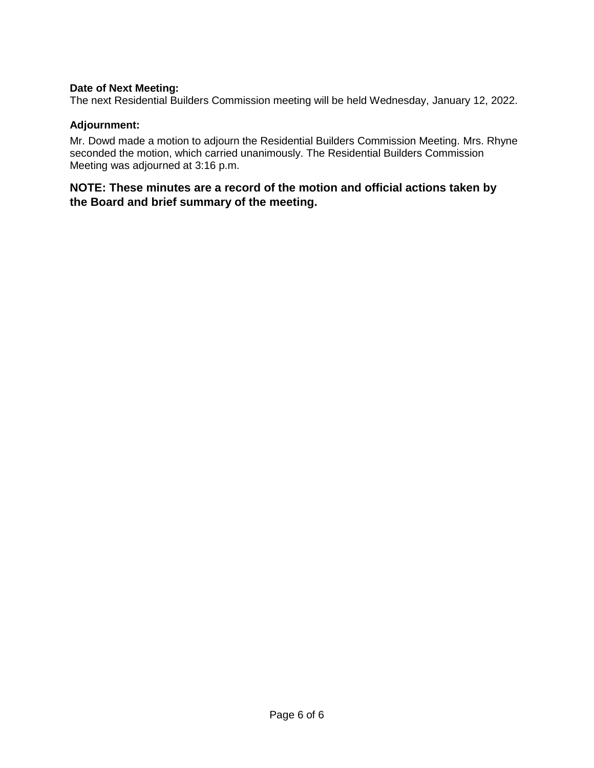**Date of Next Meeting:**

The next Residential Builders Commission meeting will be held Wednesday, January 12, 2022.

**Adjournment:**

Mr. Dowd made a motion to adjourn the Residential Builders Commission Meeting. Mrs. Rhyne seconded the motion, which carried unanimously. The Residential Builders Commission Meeting was adjourned at 3:16 p.m.

**NOTE: These minutes are a record of the motion and official actions taken by the Board and brief summary of the meeting.**